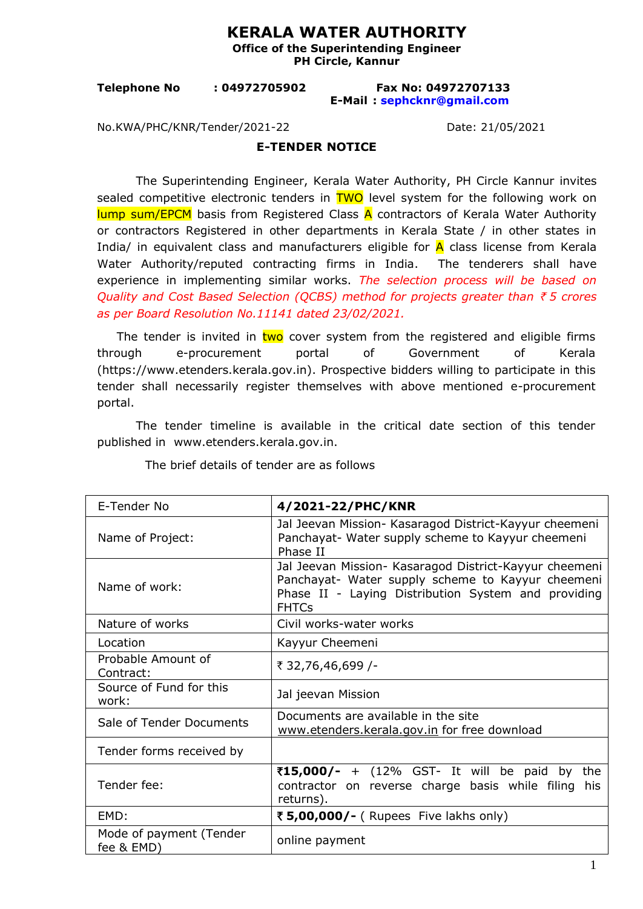# KERALA WATER AUTHORITY

**Office of the Superintending Engineer**
**PH Circle, Kannur**

**Telephone No : 04972705902** **Fax No: 04972707133**
**E-Mail : sephcknr@gmail.com**

No.KWA/PHC/KNR/Tender/2021-22 Date: 21/05/2021

## E-TENDER NOTICE

The Superintending Engineer, Kerala Water Authority, PH Circle Kannur invites sealed competitive electronic tenders in TWO level system for the following work on lump sum/EPCM basis from Registered Class A contractors of Kerala Water Authority or contractors Registered in other departments in Kerala State / in other states in India/ in equivalent class and manufacturers eligible for A class license from Kerala Water Authority/reputed contracting firms in India. The tenderers shall have experience in implementing similar works. *The selection process will be based on Quality and Cost Based Selection (QCBS) method for projects greater than ₹ 5 crores as per Board Resolution No.11141 dated 23/02/2021.*

The tender is invited in two cover system from the registered and eligible firms through e-procurement portal of Government of Kerala (https://www.etenders.kerala.gov.in). Prospective bidders willing to participate in this tender shall necessarily register themselves with above mentioned e-procurement portal.

The tender timeline is available in the critical date section of this tender published in www.etenders.kerala.gov.in.

The brief details of tender are as follows

| | |
|---|---|
| E-Tender No | **4/2021-22/PHC/KNR** |
| Name of Project: | Jal Jeevan Mission- Kasaragod District-Kayyur cheemeni Panchayat- Water supply scheme to Kayyur cheemeni Phase II |
| Name of work: | Jal Jeevan Mission- Kasaragod District-Kayyur cheemeni Panchayat- Water supply scheme to Kayyur cheemeni Phase II - Laying Distribution System and providing FHTCs |
| Nature of works | Civil works-water works |
| Location | Kayyur Cheemeni |
| Probable Amount of Contract: | ₹ 32,76,46,699 /- |
| Source of Fund for this work: | Jal jeevan Mission |
| Sale of Tender Documents | Documents are available in the site www.etenders.kerala.gov.in for free download |
| Tender forms received by | |
| Tender fee: | **₹15,000/-** + (12% GST- It will be paid by the contractor on reverse charge basis while filing his returns). |
| EMD: | **₹ 5,00,000/-** ( Rupees Five lakhs only) |
| Mode of payment (Tender fee & EMD) | online payment |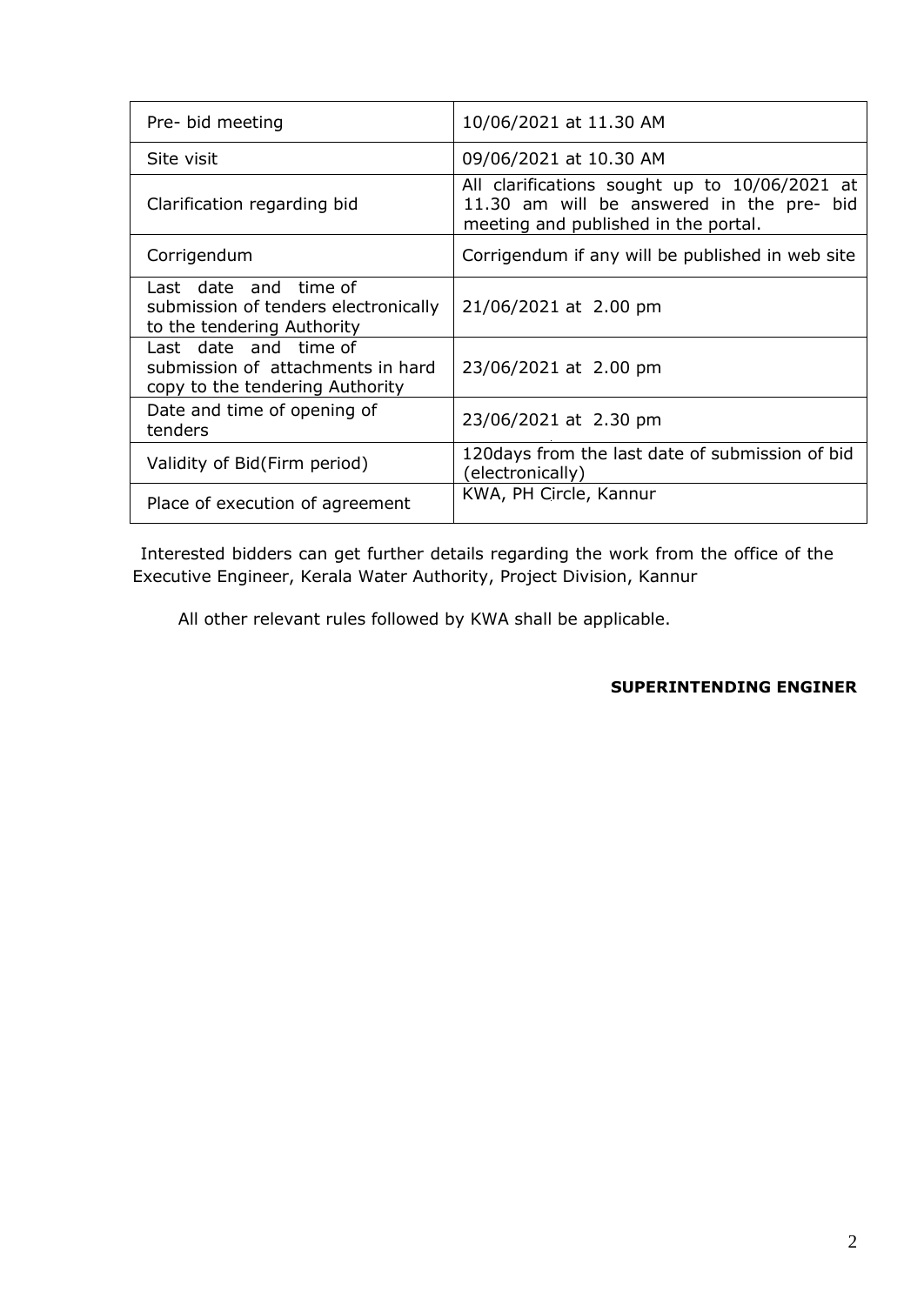| | |
|---|---|
| Pre- bid meeting | 10/06/2021 at 11.30 AM |
| Site visit | 09/06/2021 at 10.30 AM |
| Clarification regarding bid | All clarifications sought up to 10/06/2021 at 11.30 am will be answered in the pre- bid meeting and published in the portal. |
| Corrigendum | Corrigendum if any will be published in web site |
| Last date and time of submission of tenders electronically to the tendering Authority | 21/06/2021 at 2.00 pm |
| Last date and time of submission of attachments in hard copy to the tendering Authority | 23/06/2021 at 2.00 pm |
| Date and time of opening of tenders | 23/06/2021 at 2.30 pm |
| Validity of Bid(Firm period) | 120days from the last date of submission of bid (electronically) |
| Place of execution of agreement | KWA, PH Circle, Kannur |

Interested bidders can get further details regarding the work from the office of the Executive Engineer, Kerala Water Authority, Project Division, Kannur

All other relevant rules followed by KWA shall be applicable.

**SUPERINTENDING ENGINER**